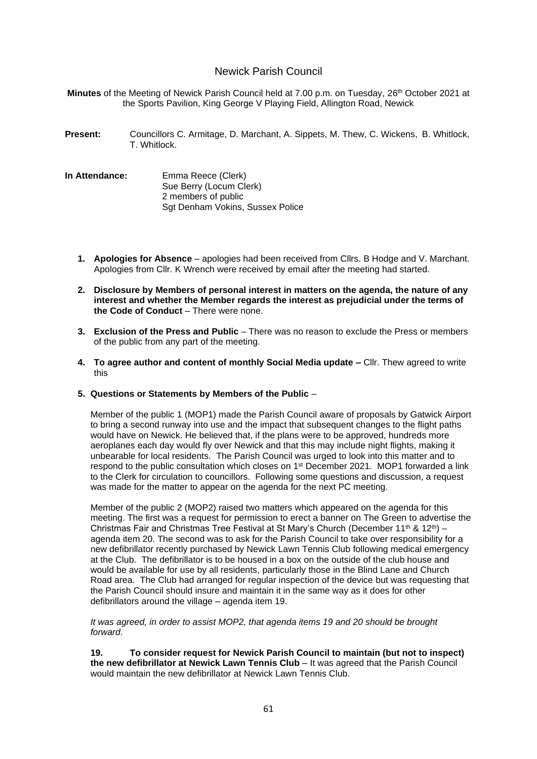# Newick Parish Council

**Minutes** of the Meeting of Newick Parish Council held at 7.00 p.m. on Tuesday, 26th October 2021 at the Sports Pavilion, King George V Playing Field, Allington Road, Newick

**Present:** Councillors C. Armitage, D. Marchant, A. Sippets, M. Thew, C. Wickens, B. Whitlock, T. Whitlock.

**In Attendance:** Emma Reece (Clerk)
Sue Berry (Locum Clerk)
2 members of public
Sgt Denham Vokins, Sussex Police

1. **Apologies for Absence** – apologies had been received from Cllrs. B Hodge and V. Marchant. Apologies from Cllr. K Wrench were received by email after the meeting had started.

2. **Disclosure by Members of personal interest in matters on the agenda, the nature of any interest and whether the Member regards the interest as prejudicial under the terms of the Code of Conduct** – There were none.

3. **Exclusion of the Press and Public** – There was no reason to exclude the Press or members of the public from any part of the meeting.

4. **To agree author and content of monthly Social Media update –** Cllr. Thew agreed to write this

5. **Questions or Statements by Members of the Public** –

   Member of the public 1 (MOP1) made the Parish Council aware of proposals by Gatwick Airport to bring a second runway into use and the impact that subsequent changes to the flight paths would have on Newick. He believed that, if the plans were to be approved, hundreds more aeroplanes each day would fly over Newick and that this may include night flights, making it unbearable for local residents. The Parish Council was urged to look into this matter and to respond to the public consultation which closes on 1st December 2021. MOP1 forwarded a link to the Clerk for circulation to councillors. Following some questions and discussion, a request was made for the matter to appear on the agenda for the next PC meeting.

   Member of the public 2 (MOP2) raised two matters which appeared on the agenda for this meeting. The first was a request for permission to erect a banner on The Green to advertise the Christmas Fair and Christmas Tree Festival at St Mary's Church (December 11th & 12th) – agenda item 20. The second was to ask for the Parish Council to take over responsibility for a new defibrillator recently purchased by Newick Lawn Tennis Club following medical emergency at the Club. The defibrillator is to be housed in a box on the outside of the club house and would be available for use by all residents, particularly those in the Blind Lane and Church Road area. The Club had arranged for regular inspection of the device but was requesting that the Parish Council should insure and maintain it in the same way as it does for other defibrillators around the village – agenda item 19.

   *It was agreed, in order to assist MOP2, that agenda items 19 and 20 should be brought forward.*

   **19. To consider request for Newick Parish Council to maintain (but not to inspect) the new defibrillator at Newick Lawn Tennis Club** – It was agreed that the Parish Council would maintain the new defibrillator at Newick Lawn Tennis Club.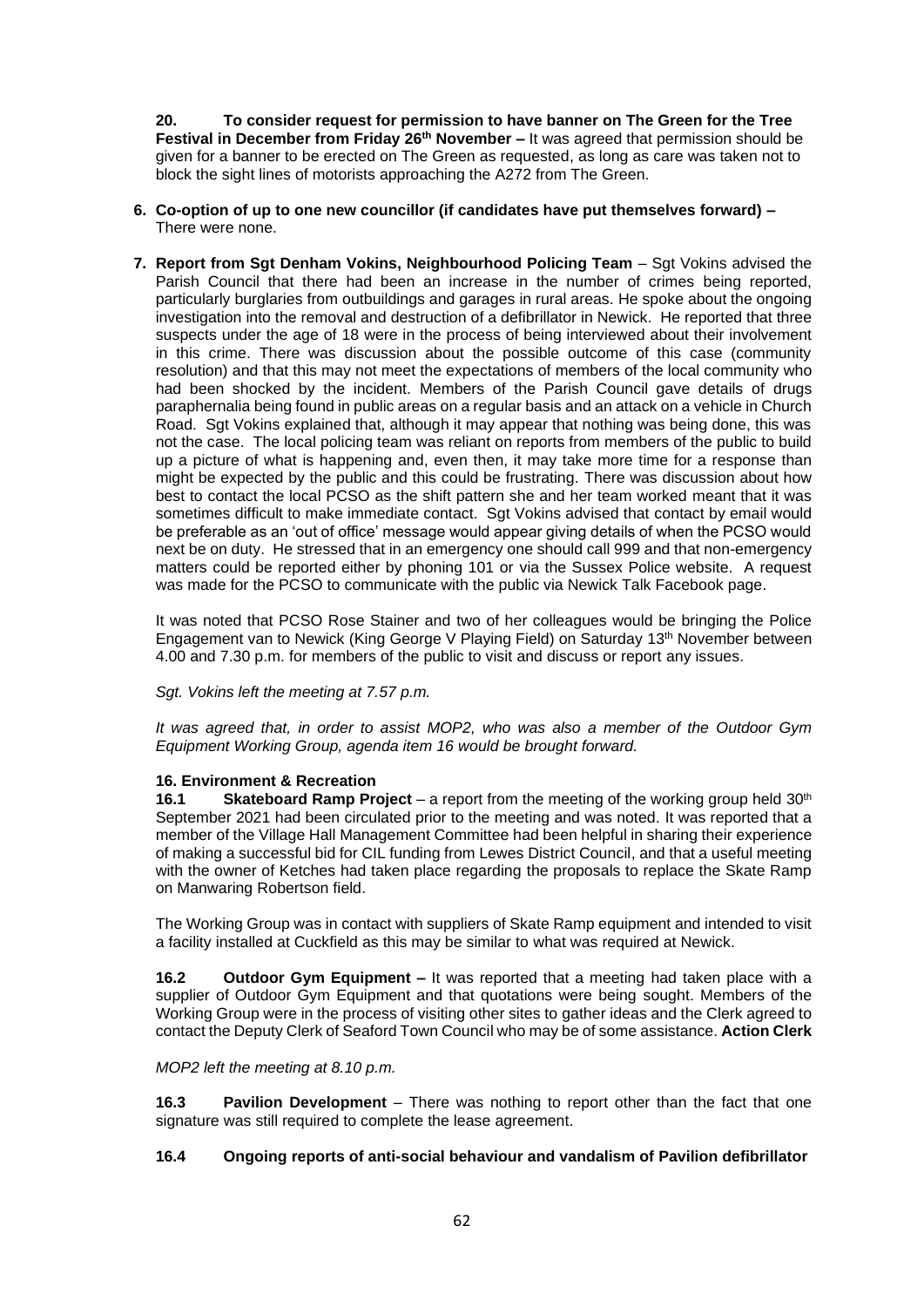**20. To consider request for permission to have banner on The Green for the Tree Festival in December from Friday 26th November –** It was agreed that permission should be given for a banner to be erected on The Green as requested, as long as care was taken not to block the sight lines of motorists approaching the A272 from The Green.

**6. Co-option of up to one new councillor (if candidates have put themselves forward) –** There were none.

**7. Report from Sgt Denham Vokins, Neighbourhood Policing Team** – Sgt Vokins advised the Parish Council that there had been an increase in the number of crimes being reported, particularly burglaries from outbuildings and garages in rural areas. He spoke about the ongoing investigation into the removal and destruction of a defibrillator in Newick. He reported that three suspects under the age of 18 were in the process of being interviewed about their involvement in this crime. There was discussion about the possible outcome of this case (community resolution) and that this may not meet the expectations of members of the local community who had been shocked by the incident. Members of the Parish Council gave details of drugs paraphernalia being found in public areas on a regular basis and an attack on a vehicle in Church Road. Sgt Vokins explained that, although it may appear that nothing was being done, this was not the case. The local policing team was reliant on reports from members of the public to build up a picture of what is happening and, even then, it may take more time for a response than might be expected by the public and this could be frustrating. There was discussion about how best to contact the local PCSO as the shift pattern she and her team worked meant that it was sometimes difficult to make immediate contact. Sgt Vokins advised that contact by email would be preferable as an 'out of office' message would appear giving details of when the PCSO would next be on duty. He stressed that in an emergency one should call 999 and that non-emergency matters could be reported either by phoning 101 or via the Sussex Police website. A request was made for the PCSO to communicate with the public via Newick Talk Facebook page.

It was noted that PCSO Rose Stainer and two of her colleagues would be bringing the Police Engagement van to Newick (King George V Playing Field) on Saturday 13th November between 4.00 and 7.30 p.m. for members of the public to visit and discuss or report any issues.

*Sgt. Vokins left the meeting at 7.57 p.m.*

*It was agreed that, in order to assist MOP2, who was also a member of the Outdoor Gym Equipment Working Group, agenda item 16 would be brought forward.*

**16. Environment & Recreation**

**16.1 Skateboard Ramp Project** – a report from the meeting of the working group held 30th September 2021 had been circulated prior to the meeting and was noted. It was reported that a member of the Village Hall Management Committee had been helpful in sharing their experience of making a successful bid for CIL funding from Lewes District Council, and that a useful meeting with the owner of Ketches had taken place regarding the proposals to replace the Skate Ramp on Manwaring Robertson field.

The Working Group was in contact with suppliers of Skate Ramp equipment and intended to visit a facility installed at Cuckfield as this may be similar to what was required at Newick.

**16.2 Outdoor Gym Equipment –** It was reported that a meeting had taken place with a supplier of Outdoor Gym Equipment and that quotations were being sought. Members of the Working Group were in the process of visiting other sites to gather ideas and the Clerk agreed to contact the Deputy Clerk of Seaford Town Council who may be of some assistance. **Action Clerk**

*MOP2 left the meeting at 8.10 p.m.*

**16.3 Pavilion Development** – There was nothing to report other than the fact that one signature was still required to complete the lease agreement.

**16.4 Ongoing reports of anti-social behaviour and vandalism of Pavilion defibrillator**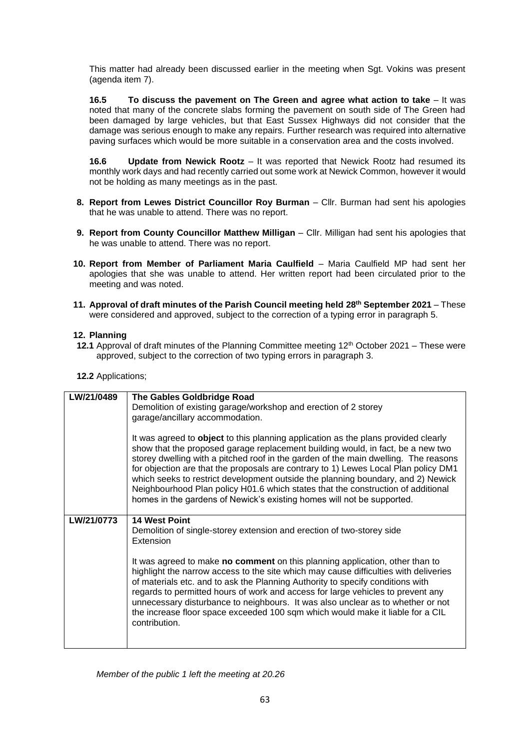This matter had already been discussed earlier in the meeting when Sgt. Vokins was present (agenda item 7).

**16.5 To discuss the pavement on The Green and agree what action to take** – It was noted that many of the concrete slabs forming the pavement on south side of The Green had been damaged by large vehicles, but that East Sussex Highways did not consider that the damage was serious enough to make any repairs. Further research was required into alternative paving surfaces which would be more suitable in a conservation area and the costs involved.

**16.6 Update from Newick Rootz** – It was reported that Newick Rootz had resumed its monthly work days and had recently carried out some work at Newick Common, however it would not be holding as many meetings as in the past.

**8. Report from Lewes District Councillor Roy Burman** – Cllr. Burman had sent his apologies that he was unable to attend. There was no report.

**9. Report from County Councillor Matthew Milligan** – Cllr. Milligan had sent his apologies that he was unable to attend. There was no report.

**10. Report from Member of Parliament Maria Caulfield** – Maria Caulfield MP had sent her apologies that she was unable to attend. Her written report had been circulated prior to the meeting and was noted.

**11. Approval of draft minutes of the Parish Council meeting held 28th September 2021** – These were considered and approved, subject to the correction of a typing error in paragraph 5.

**12. Planning**

**12.1** Approval of draft minutes of the Planning Committee meeting 12th October 2021 – These were approved, subject to the correction of two typing errors in paragraph 3.

**12.2** Applications;

| | |
|---|---|
| **LW/21/0489** | **The Gables Goldbridge Road**<br>Demolition of existing garage/workshop and erection of 2 storey garage/ancillary accommodation.<br><br>It was agreed to **object** to this planning application as the plans provided clearly show that the proposed garage replacement building would, in fact, be a new two storey dwelling with a pitched roof in the garden of the main dwelling. The reasons for objection are that the proposals are contrary to 1) Lewes Local Plan policy DM1 which seeks to restrict development outside the planning boundary, and 2) Newick Neighbourhood Plan policy H01.6 which states that the construction of additional homes in the gardens of Newick's existing homes will not be supported. |
| **LW/21/0773** | **14 West Point**<br>Demolition of single-storey extension and erection of two-storey side Extension<br><br>It was agreed to make **no comment** on this planning application, other than to highlight the narrow access to the site which may cause difficulties with deliveries of materials etc. and to ask the Planning Authority to specify conditions with regards to permitted hours of work and access for large vehicles to prevent any unnecessary disturbance to neighbours. It was also unclear as to whether or not the increase floor space exceeded 100 sqm which would make it liable for a CIL contribution. |

*Member of the public 1 left the meeting at 20.26*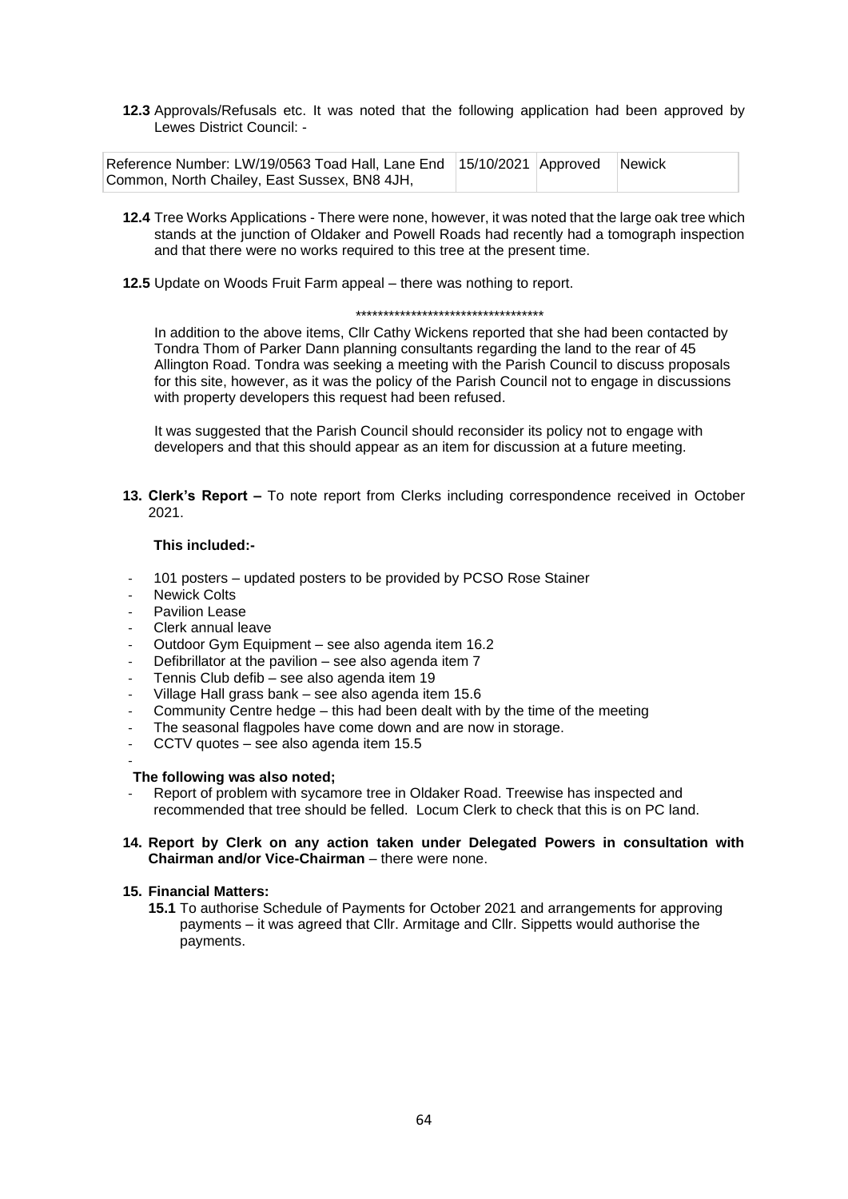**12.3** Approvals/Refusals etc. It was noted that the following application had been approved by Lewes District Council: -

| | | | |
|---|---|---|---|
| Reference Number: LW/19/0563 Toad Hall, Lane End Common, North Chailey, East Sussex, BN8 4JH, | 15/10/2021 | Approved | Newick |

**12.4** Tree Works Applications - There were none, however, it was noted that the large oak tree which stands at the junction of Oldaker and Powell Roads had recently had a tomograph inspection and that there were no works required to this tree at the present time.

**12.5** Update on Woods Fruit Farm appeal – there was nothing to report.

**********************************

In addition to the above items, Cllr Cathy Wickens reported that she had been contacted by Tondra Thom of Parker Dann planning consultants regarding the land to the rear of 45 Allington Road. Tondra was seeking a meeting with the Parish Council to discuss proposals for this site, however, as it was the policy of the Parish Council not to engage in discussions with property developers this request had been refused.

It was suggested that the Parish Council should reconsider its policy not to engage with developers and that this should appear as an item for discussion at a future meeting.

**13. Clerk's Report –** To note report from Clerks including correspondence received in October 2021.

**This included:-**

- 101 posters – updated posters to be provided by PCSO Rose Stainer
- Newick Colts
- Pavilion Lease
- Clerk annual leave
- Outdoor Gym Equipment – see also agenda item 16.2
- Defibrillator at the pavilion – see also agenda item 7
- Tennis Club defib – see also agenda item 19
- Village Hall grass bank – see also agenda item 15.6
- Community Centre hedge – this had been dealt with by the time of the meeting
- The seasonal flagpoles have come down and are now in storage.
- CCTV quotes – see also agenda item 15.5

**The following was also noted;**

- Report of problem with sycamore tree in Oldaker Road. Treewise has inspected and recommended that tree should be felled. Locum Clerk to check that this is on PC land.

**14. Report by Clerk on any action taken under Delegated Powers in consultation with Chairman and/or Vice-Chairman** – there were none.

**15. Financial Matters:**

**15.1** To authorise Schedule of Payments for October 2021 and arrangements for approving payments – it was agreed that Cllr. Armitage and Cllr. Sippetts would authorise the payments.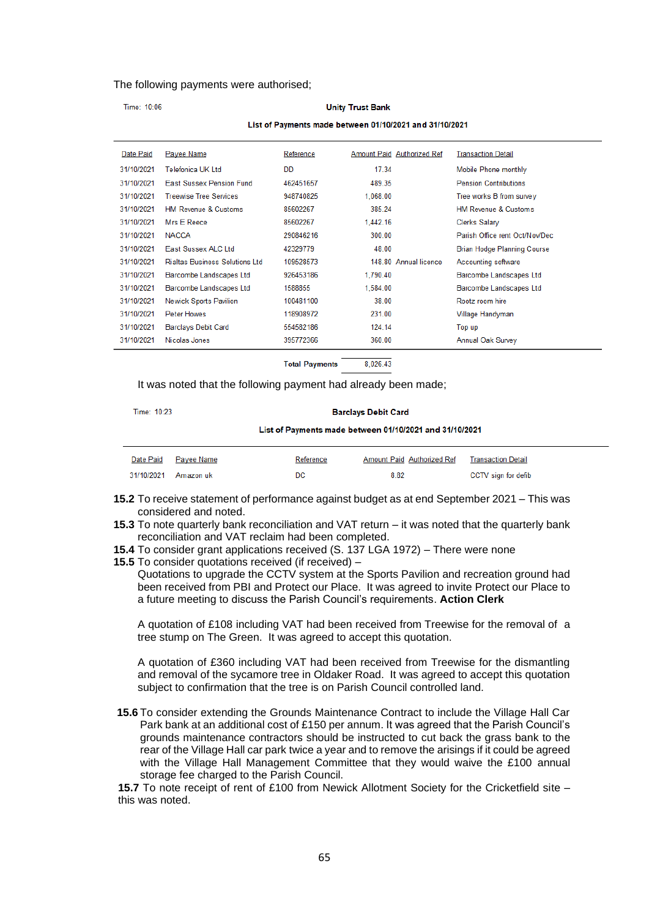The following payments were authorised;

Time: 10:06

**Unity Trust Bank**

**List of Payments made between 01/10/2021 and 31/10/2021**

| Date Paid | Payee Name | Reference | Amount Paid | Authorized Ref | Transaction Detail |
|---|---|---|---|---|---|
| 31/10/2021 | Telefonica UK Ltd | DD | 17.34 | | Mobile Phone monthly |
| 31/10/2021 | East Sussex Pension Fund | 462451657 | 489.35 | | Pension Contributions |
| 31/10/2021 | Treewise Tree Services | 948740825 | 1,068.00 | | Tree works B from survey |
| 31/10/2021 | HM Revenue & Customs | 85602267 | 385.24 | | HM Revenue & Customs |
| 31/10/2021 | Mrs E Reece | 85602267 | 1,442.16 | | Clerks Salary |
| 31/10/2021 | NACCA | 290846216 | 300.00 | | Parish Office rent Oct/Nov/Dec |
| 31/10/2021 | East Sussex ALC Ltd | 42329779 | 48.00 | | Brian Hodge Planning Course |
| 31/10/2021 | Rialtas Business Solutions Ltd | 109528673 | 148.80 | Annual licence | Accounting software |
| 31/10/2021 | Barcombe Landscapes Ltd | 926453186 | 1,790.40 | | Barcombe Landscapes Ltd |
| 31/10/2021 | Barcombe Landscapes Ltd | 1588855 | 1,584.00 | | Barcombe Landscapes Ltd |
| 31/10/2021 | Newick Sports Pavilion | 100481100 | 38.00 | | Rootz room hire |
| 31/10/2021 | Peter Howes | 118908972 | 231.00 | | Village Handyman |
| 31/10/2021 | Barclays Debit Card | 554582186 | 124.14 | | Top up |
| 31/10/2021 | Nicolas Jones | 395772366 | 360.00 | | Annual Oak Survey |
| | | **Total Payments** | 8,026.43 | | |

It was noted that the following payment had already been made;

Time: 10:23

**Barclays Debit Card**

**List of Payments made between 01/10/2021 and 31/10/2021**

| Date Paid | Payee Name | Reference | Amount Paid | Authorized Ref | Transaction Detail |
|---|---|---|---|---|---|
| 31/10/2021 | Amazon uk | DC | 8.82 | | CCTV sign for defib |

**15.2** To receive statement of performance against budget as at end September 2021 – This was considered and noted.

**15.3** To note quarterly bank reconciliation and VAT return – it was noted that the quarterly bank reconciliation and VAT reclaim had been completed.

**15.4** To consider grant applications received (S. 137 LGA 1972) – There were none

**15.5** To consider quotations received (if received) –

Quotations to upgrade the CCTV system at the Sports Pavilion and recreation ground had been received from PBI and Protect our Place. It was agreed to invite Protect our Place to a future meeting to discuss the Parish Council's requirements. **Action Clerk**

A quotation of £108 including VAT had been received from Treewise for the removal of a tree stump on The Green. It was agreed to accept this quotation.

A quotation of £360 including VAT had been received from Treewise for the dismantling and removal of the sycamore tree in Oldaker Road. It was agreed to accept this quotation subject to confirmation that the tree is on Parish Council controlled land.

**15.6** To consider extending the Grounds Maintenance Contract to include the Village Hall Car Park bank at an additional cost of £150 per annum. It was agreed that the Parish Council's grounds maintenance contractors should be instructed to cut back the grass bank to the rear of the Village Hall car park twice a year and to remove the arisings if it could be agreed with the Village Hall Management Committee that they would waive the £100 annual storage fee charged to the Parish Council.

**15.7** To note receipt of rent of £100 from Newick Allotment Society for the Cricketfield site – this was noted.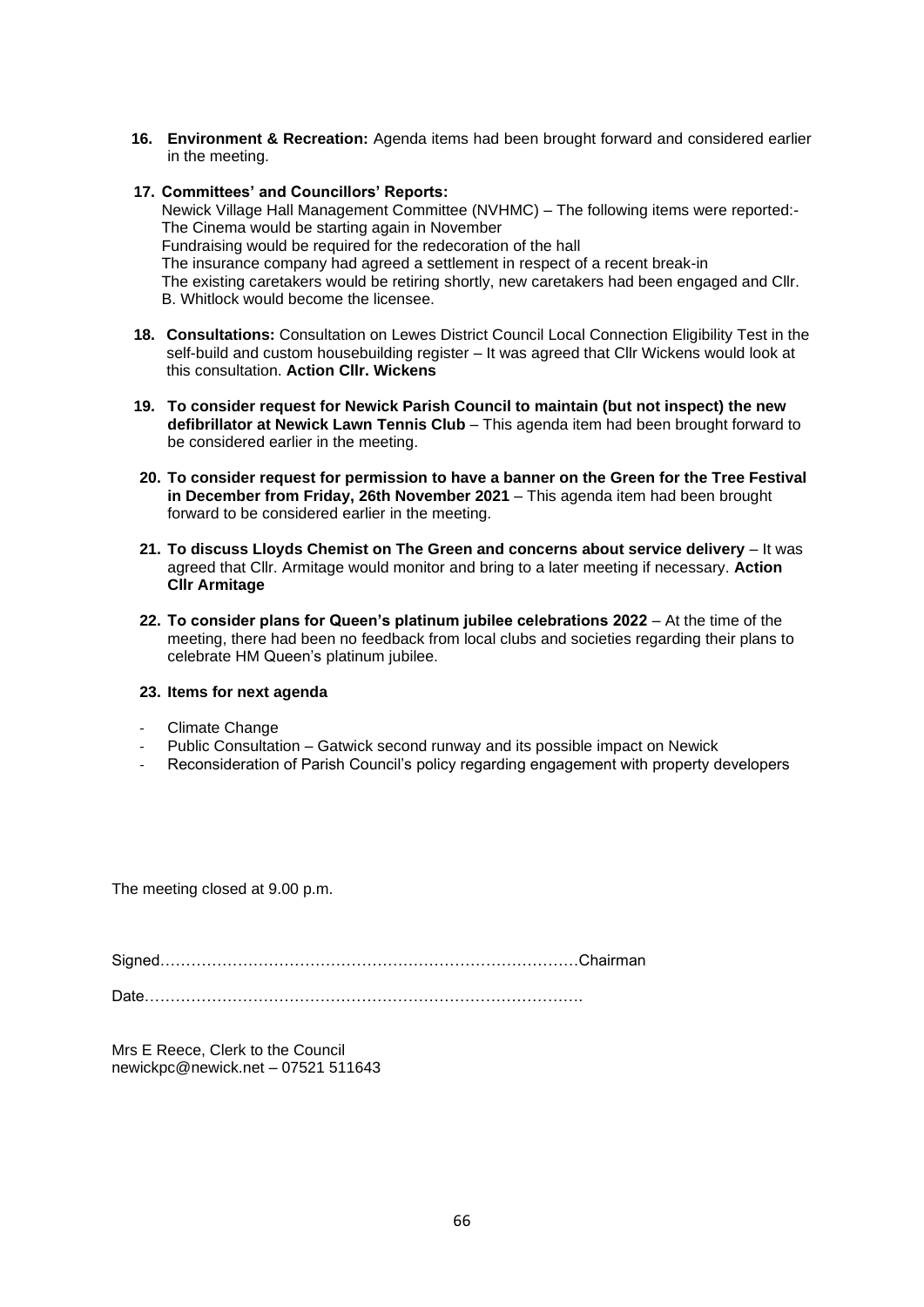16. **Environment & Recreation:** Agenda items had been brought forward and considered earlier in the meeting.

17. **Committees' and Councillors' Reports:**
Newick Village Hall Management Committee (NVHMC) – The following items were reported:-
The Cinema would be starting again in November
Fundraising would be required for the redecoration of the hall
The insurance company had agreed a settlement in respect of a recent break-in
The existing caretakers would be retiring shortly, new caretakers had been engaged and Cllr. B. Whitlock would become the licensee.

18. **Consultations:** Consultation on Lewes District Council Local Connection Eligibility Test in the self-build and custom housebuilding register – It was agreed that Cllr Wickens would look at this consultation. **Action Cllr. Wickens**

19. **To consider request for Newick Parish Council to maintain (but not inspect) the new defibrillator at Newick Lawn Tennis Club** – This agenda item had been brought forward to be considered earlier in the meeting.

20. **To consider request for permission to have a banner on the Green for the Tree Festival in December from Friday, 26th November 2021** – This agenda item had been brought forward to be considered earlier in the meeting.

21. **To discuss Lloyds Chemist on The Green and concerns about service delivery** – It was agreed that Cllr. Armitage would monitor and bring to a later meeting if necessary. **Action Cllr Armitage**

22. **To consider plans for Queen's platinum jubilee celebrations 2022** – At the time of the meeting, there had been no feedback from local clubs and societies regarding their plans to celebrate HM Queen's platinum jubilee.

23. **Items for next agenda**

- Climate Change
- Public Consultation – Gatwick second runway and its possible impact on Newick
- Reconsideration of Parish Council's policy regarding engagement with property developers

The meeting closed at 9.00 p.m.

Signed………………………………………………………………………Chairman

Date…………………………………………………………………………

Mrs E Reece, Clerk to the Council
newickpc@newick.net – 07521 511643